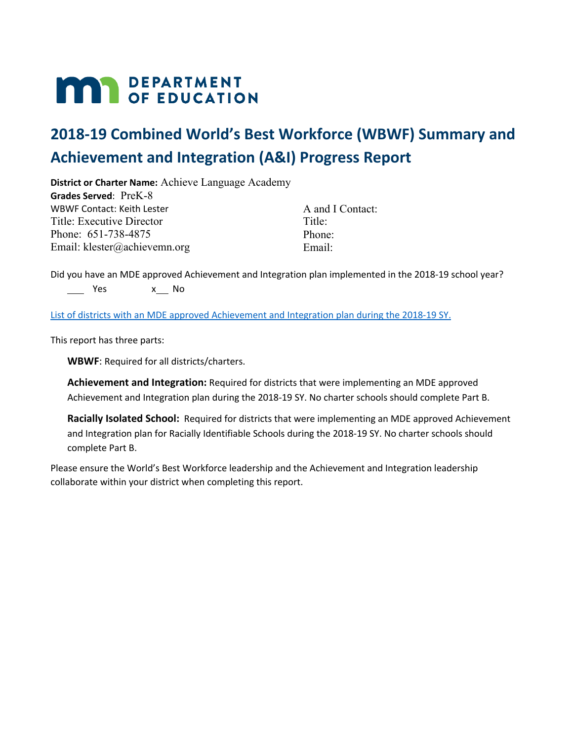# DEPARTMENT OF EDUCATION

## 2018-19 Combined World's Best Workforce (WBWF) Summary and Achievement and Integration (A&I) Progress Report

**District or Charter Name:** Achieve Language Academy
**Grades Served**: PreK-8

WBWF Contact: Keith Lester
Title: Executive Director
Phone: 651-738-4875
Email: klester@achievemn.org

A and I Contact:
Title:
Phone:
Email:

Did you have an MDE approved Achievement and Integration plan implemented in the 2018-19 school year?

___ Yes x___ No

List of districts with an MDE approved Achievement and Integration plan during the 2018-19 SY.

This report has three parts:

**WBWF**: Required for all districts/charters.

**Achievement and Integration:** Required for districts that were implementing an MDE approved Achievement and Integration plan during the 2018-19 SY. No charter schools should complete Part B.

**Racially Isolated School:** Required for districts that were implementing an MDE approved Achievement and Integration plan for Racially Identifiable Schools during the 2018-19 SY. No charter schools should complete Part B.

Please ensure the World's Best Workforce leadership and the Achievement and Integration leadership collaborate within your district when completing this report.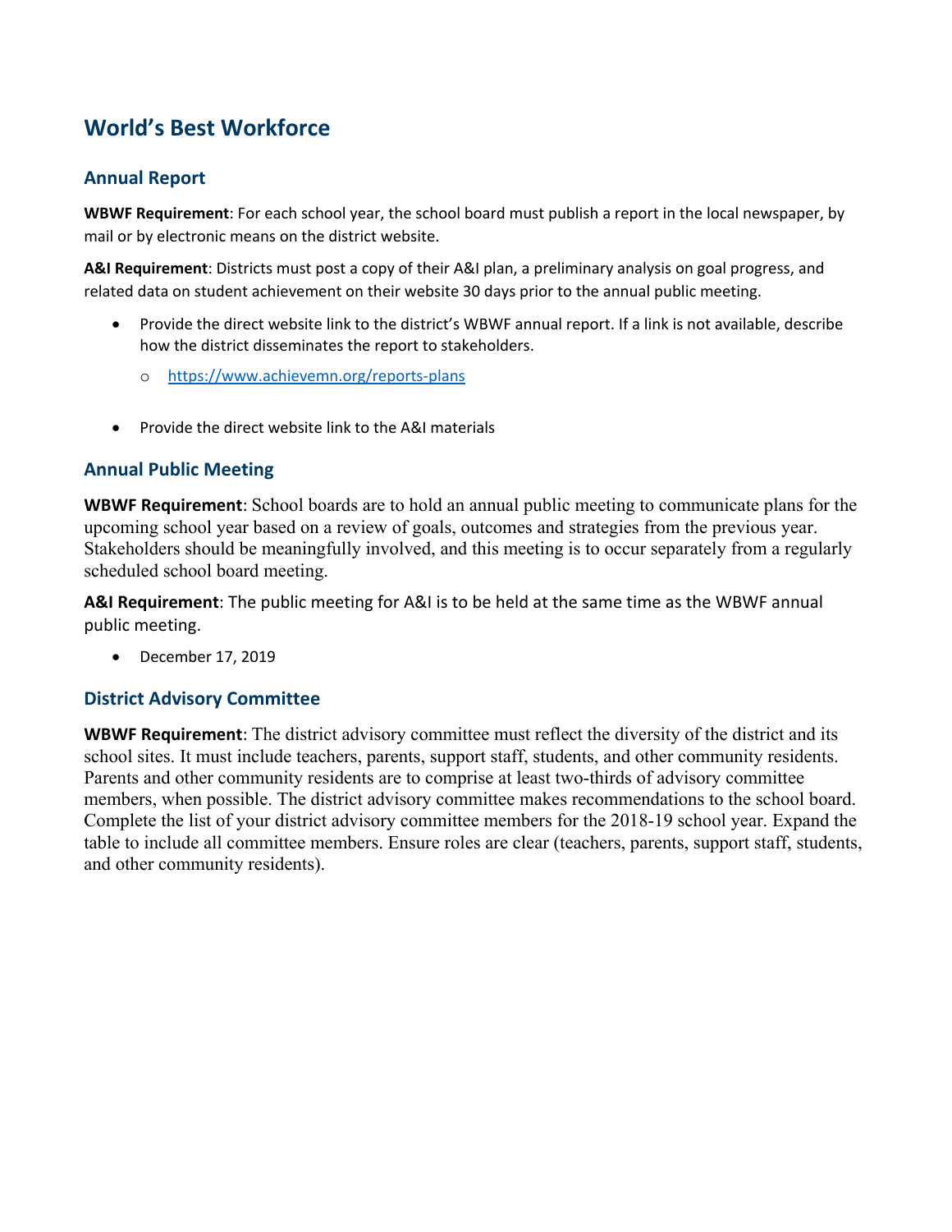# World's Best Workforce

## Annual Report

**WBWF Requirement**: For each school year, the school board must publish a report in the local newspaper, by mail or by electronic means on the district website.

**A&I Requirement**: Districts must post a copy of their A&I plan, a preliminary analysis on goal progress, and related data on student achievement on their website 30 days prior to the annual public meeting.

- Provide the direct website link to the district's WBWF annual report. If a link is not available, describe how the district disseminates the report to stakeholders.
  - https://www.achievemn.org/reports-plans

- Provide the direct website link to the A&I materials

## Annual Public Meeting

**WBWF Requirement**: School boards are to hold an annual public meeting to communicate plans for the upcoming school year based on a review of goals, outcomes and strategies from the previous year. Stakeholders should be meaningfully involved, and this meeting is to occur separately from a regularly scheduled school board meeting.

**A&I Requirement**: The public meeting for A&I is to be held at the same time as the WBWF annual public meeting.

- December 17, 2019

## District Advisory Committee

**WBWF Requirement**: The district advisory committee must reflect the diversity of the district and its school sites. It must include teachers, parents, support staff, students, and other community residents. Parents and other community residents are to comprise at least two-thirds of advisory committee members, when possible. The district advisory committee makes recommendations to the school board. Complete the list of your district advisory committee members for the 2018-19 school year. Expand the table to include all committee members. Ensure roles are clear (teachers, parents, support staff, students, and other community residents).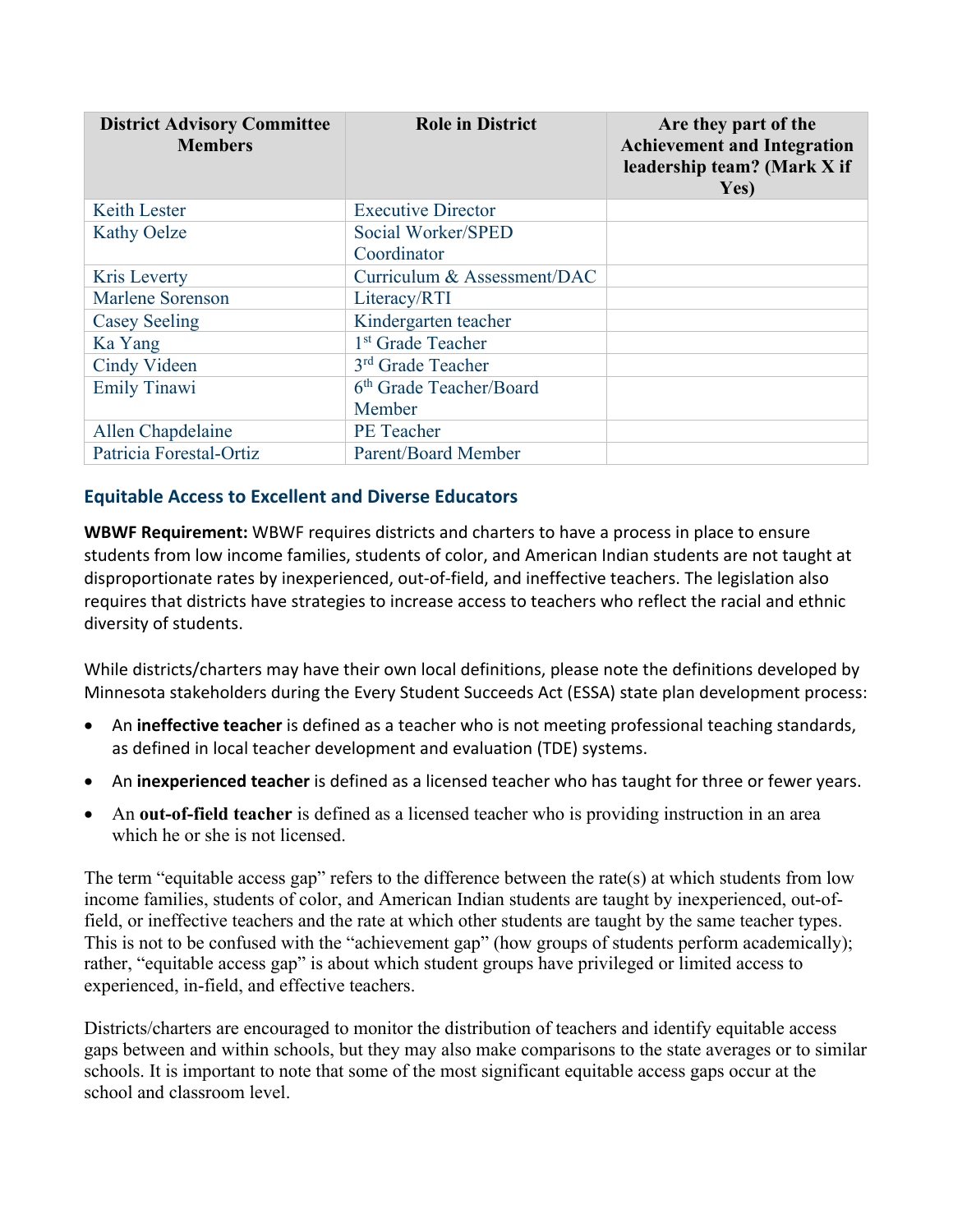| District Advisory Committee Members | Role in District | Are they part of the Achievement and Integration leadership team? (Mark X if Yes) |
|---|---|---|
| Keith Lester | Executive Director | |
| Kathy Oelze | Social Worker/SPED Coordinator | |
| Kris Leverty | Curriculum & Assessment/DAC | |
| Marlene Sorenson | Literacy/RTI | |
| Casey Seeling | Kindergarten teacher | |
| Ka Yang | 1st Grade Teacher | |
| Cindy Videen | 3rd Grade Teacher | |
| Emily Tinawi | 6th Grade Teacher/Board Member | |
| Allen Chapdelaine | PE Teacher | |
| Patricia Forestal-Ortiz | Parent/Board Member | |

### Equitable Access to Excellent and Diverse Educators

**WBWF Requirement:** WBWF requires districts and charters to have a process in place to ensure students from low income families, students of color, and American Indian students are not taught at disproportionate rates by inexperienced, out-of-field, and ineffective teachers. The legislation also requires that districts have strategies to increase access to teachers who reflect the racial and ethnic diversity of students.

While districts/charters may have their own local definitions, please note the definitions developed by Minnesota stakeholders during the Every Student Succeeds Act (ESSA) state plan development process:

- An **ineffective teacher** is defined as a teacher who is not meeting professional teaching standards, as defined in local teacher development and evaluation (TDE) systems.
- An **inexperienced teacher** is defined as a licensed teacher who has taught for three or fewer years.
- An **out-of-field teacher** is defined as a licensed teacher who is providing instruction in an area which he or she is not licensed.

The term "equitable access gap" refers to the difference between the rate(s) at which students from low income families, students of color, and American Indian students are taught by inexperienced, out-of-field, or ineffective teachers and the rate at which other students are taught by the same teacher types. This is not to be confused with the "achievement gap" (how groups of students perform academically); rather, "equitable access gap" is about which student groups have privileged or limited access to experienced, in-field, and effective teachers.

Districts/charters are encouraged to monitor the distribution of teachers and identify equitable access gaps between and within schools, but they may also make comparisons to the state averages or to similar schools. It is important to note that some of the most significant equitable access gaps occur at the school and classroom level.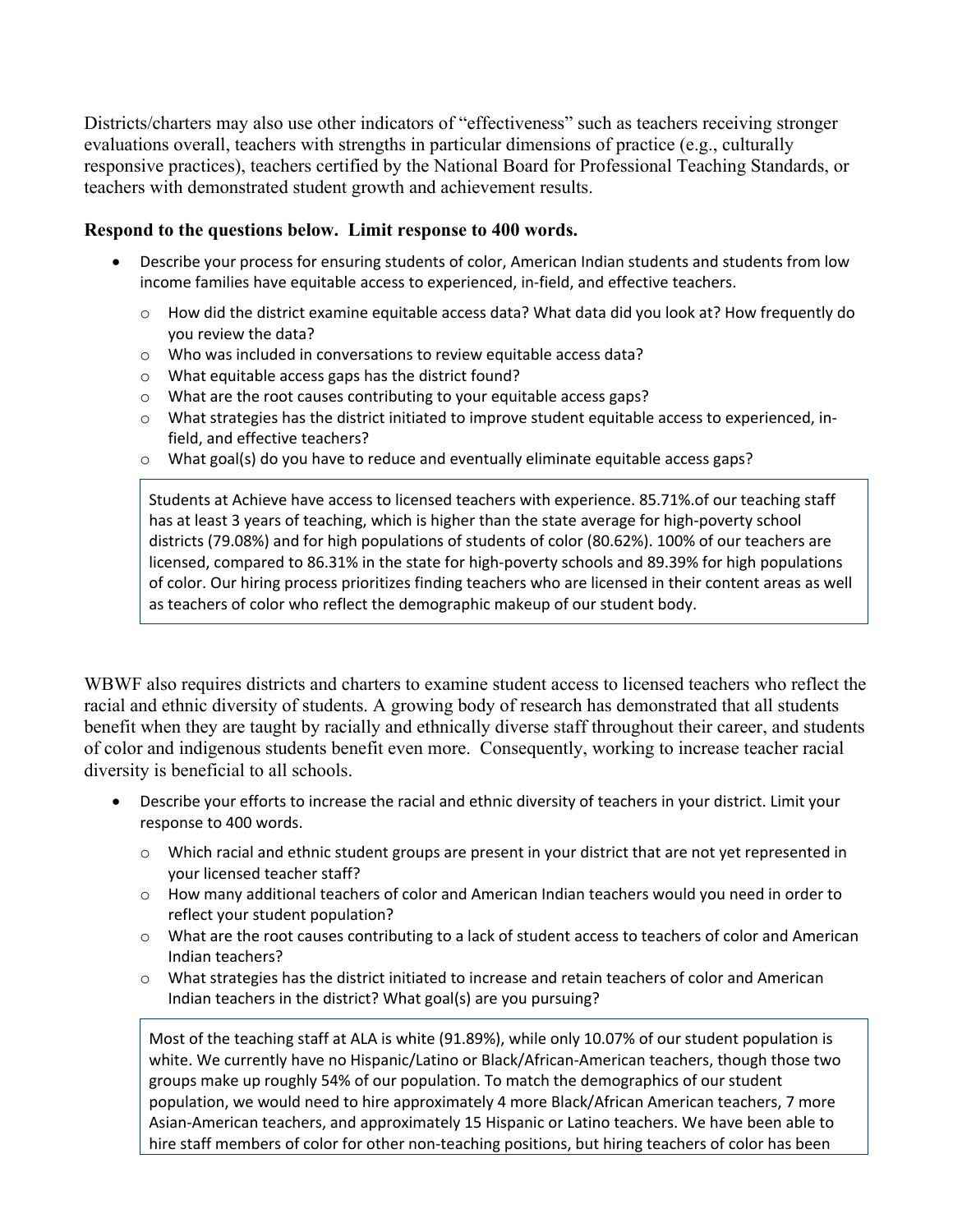Districts/charters may also use other indicators of "effectiveness" such as teachers receiving stronger evaluations overall, teachers with strengths in particular dimensions of practice (e.g., culturally responsive practices), teachers certified by the National Board for Professional Teaching Standards, or teachers with demonstrated student growth and achievement results.

**Respond to the questions below. Limit response to 400 words.**

- Describe your process for ensuring students of color, American Indian students and students from low income families have equitable access to experienced, in-field, and effective teachers.
  - How did the district examine equitable access data? What data did you look at? How frequently do you review the data?
  - Who was included in conversations to review equitable access data?
  - What equitable access gaps has the district found?
  - What are the root causes contributing to your equitable access gaps?
  - What strategies has the district initiated to improve student equitable access to experienced, in-field, and effective teachers?
  - What goal(s) do you have to reduce and eventually eliminate equitable access gaps?

> Students at Achieve have access to licensed teachers with experience. 85.71%.of our teaching staff has at least 3 years of teaching, which is higher than the state average for high-poverty school districts (79.08%) and for high populations of students of color (80.62%). 100% of our teachers are licensed, compared to 86.31% in the state for high-poverty schools and 89.39% for high populations of color. Our hiring process prioritizes finding teachers who are licensed in their content areas as well as teachers of color who reflect the demographic makeup of our student body.

WBWF also requires districts and charters to examine student access to licensed teachers who reflect the racial and ethnic diversity of students. A growing body of research has demonstrated that all students benefit when they are taught by racially and ethnically diverse staff throughout their career, and students of color and indigenous students benefit even more. Consequently, working to increase teacher racial diversity is beneficial to all schools.

- Describe your efforts to increase the racial and ethnic diversity of teachers in your district. Limit your response to 400 words.
  - Which racial and ethnic student groups are present in your district that are not yet represented in your licensed teacher staff?
  - How many additional teachers of color and American Indian teachers would you need in order to reflect your student population?
  - What are the root causes contributing to a lack of student access to teachers of color and American Indian teachers?
  - What strategies has the district initiated to increase and retain teachers of color and American Indian teachers in the district? What goal(s) are you pursuing?

> Most of the teaching staff at ALA is white (91.89%), while only 10.07% of our student population is white. We currently have no Hispanic/Latino or Black/African-American teachers, though those two groups make up roughly 54% of our population. To match the demographics of our student population, we would need to hire approximately 4 more Black/African American teachers, 7 more Asian-American teachers, and approximately 15 Hispanic or Latino teachers. We have been able to hire staff members of color for other non-teaching positions, but hiring teachers of color has been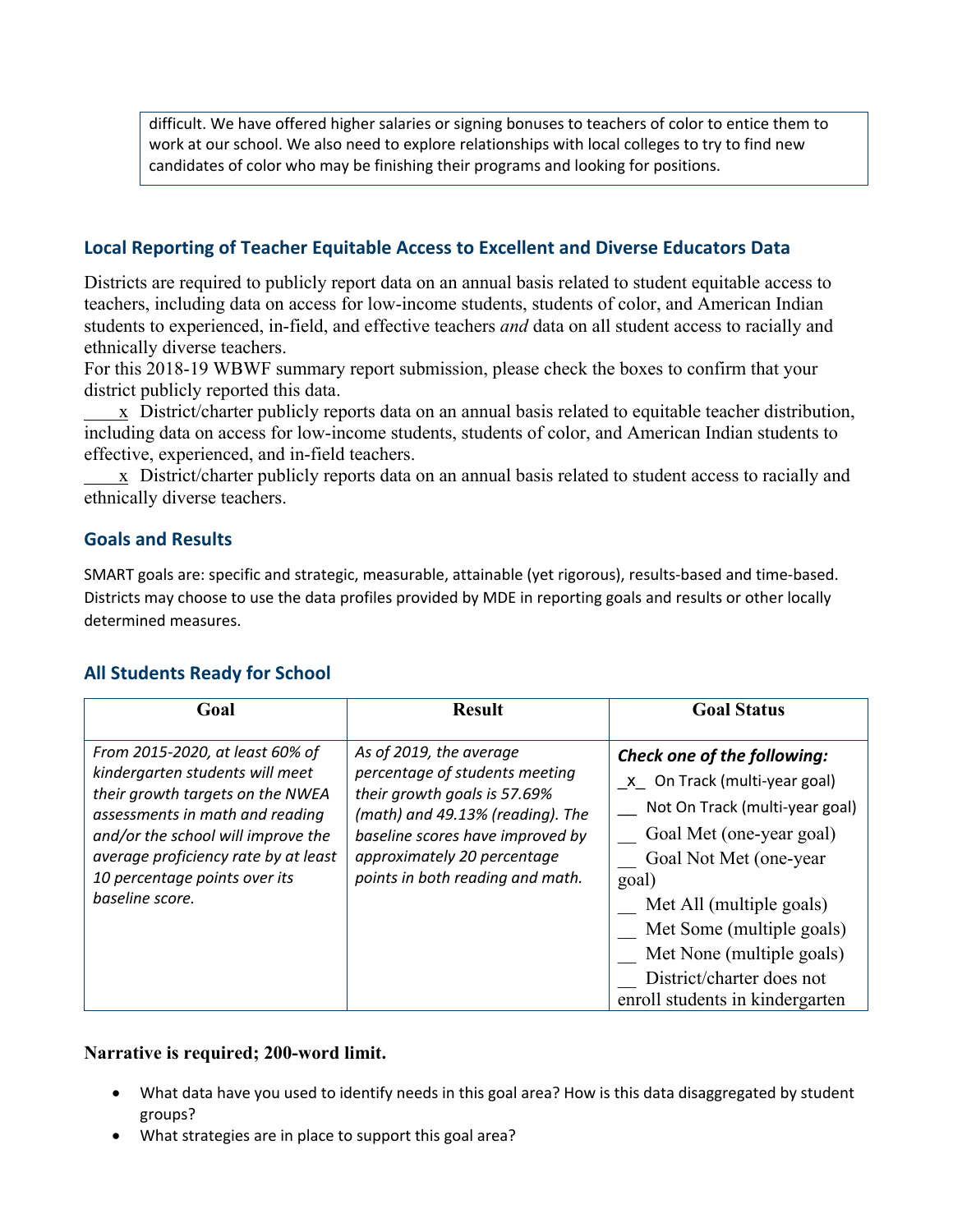difficult. We have offered higher salaries or signing bonuses to teachers of color to entice them to work at our school. We also need to explore relationships with local colleges to try to find new candidates of color who may be finishing their programs and looking for positions.

## Local Reporting of Teacher Equitable Access to Excellent and Diverse Educators Data

Districts are required to publicly report data on an annual basis related to student equitable access to teachers, including data on access for low-income students, students of color, and American Indian students to experienced, in-field, and effective teachers *and* data on all student access to racially and ethnically diverse teachers.

For this 2018-19 WBWF summary report submission, please check the boxes to confirm that your district publicly reported this data.

____x District/charter publicly reports data on an annual basis related to equitable teacher distribution, including data on access for low-income students, students of color, and American Indian students to effective, experienced, and in-field teachers.

____x District/charter publicly reports data on an annual basis related to student access to racially and ethnically diverse teachers.

## Goals and Results

SMART goals are: specific and strategic, measurable, attainable (yet rigorous), results-based and time-based. Districts may choose to use the data profiles provided by MDE in reporting goals and results or other locally determined measures.

## All Students Ready for School

| Goal | Result | Goal Status |
|---|---|---|
| *From 2015-2020, at least 60% of kindergarten students will meet their growth targets on the NWEA assessments in math and reading and/or the school will improve the average proficiency rate by at least 10 percentage points over its baseline score.* | *As of 2019, the average percentage of students meeting their growth goals is 57.69% (math) and 49.13% (reading). The baseline scores have improved by approximately 20 percentage points in both reading and math.* | ***Check one of the following:***<br>_x_ On Track (multi-year goal)<br>__ Not On Track (multi-year goal)<br>__ Goal Met (one-year goal)<br>__ Goal Not Met (one-year goal)<br>__ Met All (multiple goals)<br>__ Met Some (multiple goals)<br>__ Met None (multiple goals)<br>__ District/charter does not enroll students in kindergarten |

**Narrative is required; 200-word limit.**

- What data have you used to identify needs in this goal area? How is this data disaggregated by student groups?
- What strategies are in place to support this goal area?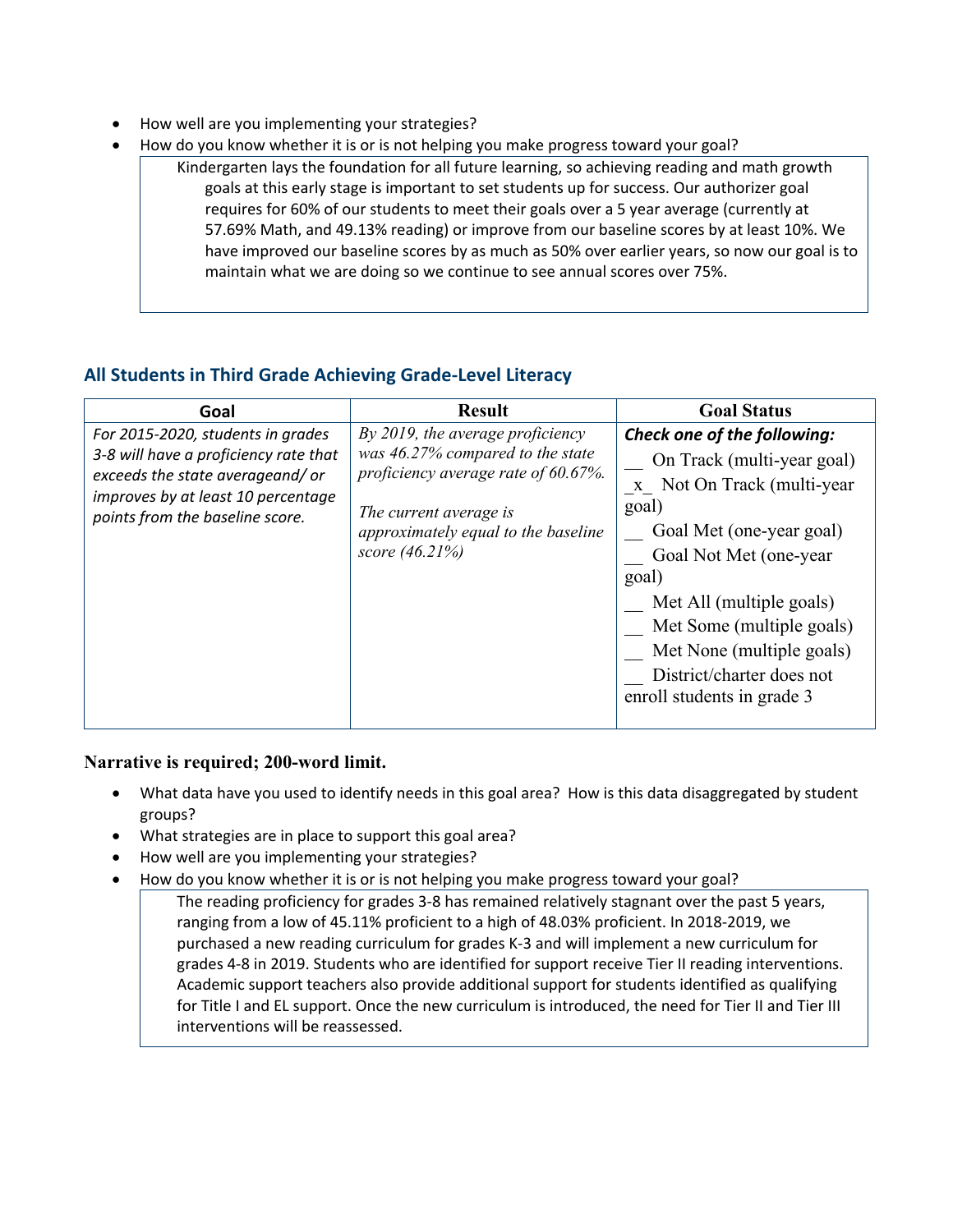- How well are you implementing your strategies?
- How do you know whether it is or is not helping you make progress toward your goal?

> Kindergarten lays the foundation for all future learning, so achieving reading and math growth goals at this early stage is important to set students up for success. Our authorizer goal requires for 60% of our students to meet their goals over a 5 year average (currently at 57.69% Math, and 49.13% reading) or improve from our baseline scores by at least 10%. We have improved our baseline scores by as much as 50% over earlier years, so now our goal is to maintain what we are doing so we continue to see annual scores over 75%.

## All Students in Third Grade Achieving Grade-Level Literacy

| Goal | Result | Goal Status |
|---|---|---|
| *For 2015-2020, students in grades 3-8 will have a proficiency rate that exceeds the state averageand/ or improves by at least 10 percentage points from the baseline score.* | *By 2019, the average proficiency was 46.27% compared to the state proficiency average rate of 60.67%.*<br><br>*The current average is approximately equal to the baseline score (46.21%)* | ***Check one of the following:***<br>__ On Track (multi-year goal)<br>_x_ Not On Track (multi-year goal)<br>__ Goal Met (one-year goal)<br>__ Goal Not Met (one-year goal)<br>__ Met All (multiple goals)<br>__ Met Some (multiple goals)<br>__ Met None (multiple goals)<br>__ District/charter does not enroll students in grade 3 |

**Narrative is required; 200-word limit.**

- What data have you used to identify needs in this goal area? How is this data disaggregated by student groups?
- What strategies are in place to support this goal area?
- How well are you implementing your strategies?
- How do you know whether it is or is not helping you make progress toward your goal?

> The reading proficiency for grades 3-8 has remained relatively stagnant over the past 5 years, ranging from a low of 45.11% proficient to a high of 48.03% proficient. In 2018-2019, we purchased a new reading curriculum for grades K-3 and will implement a new curriculum for grades 4-8 in 2019. Students who are identified for support receive Tier II reading interventions. Academic support teachers also provide additional support for students identified as qualifying for Title I and EL support. Once the new curriculum is introduced, the need for Tier II and Tier III interventions will be reassessed.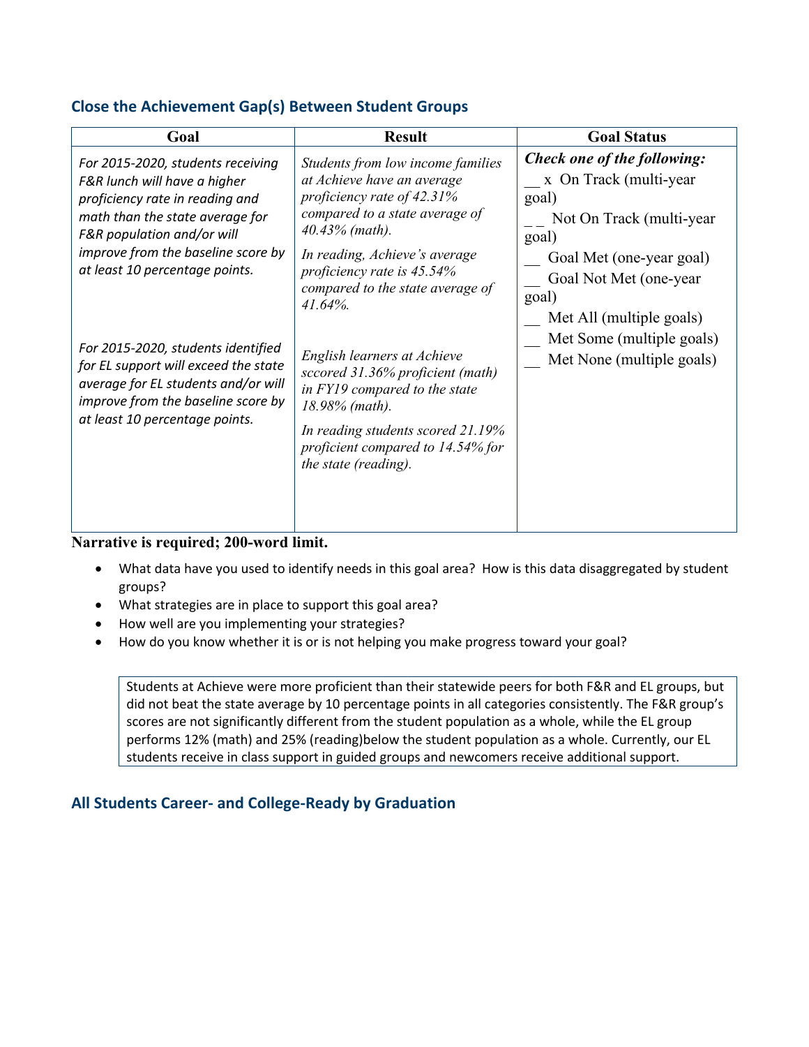## Close the Achievement Gap(s) Between Student Groups

| Goal | Result | Goal Status |
|---|---|---|
| *For 2015-2020, students receiving F&R lunch will have a higher proficiency rate in reading and math than the state average for F&R population and/or will improve from the baseline score by at least 10 percentage points.*<br><br>*For 2015-2020, students identified for EL support will exceed the state average for EL students and/or will improve from the baseline score by at least 10 percentage points.* | *Students from low income families at Achieve have an average proficiency rate of 42.31% compared to a state average of 40.43% (math).*<br><br>*In reading, Achieve's average proficiency rate is 45.54% compared to the state average of 41.64%.*<br><br>*English learners at Achieve sccored 31.36% proficient (math) in FY19 compared to the state 18.98% (math).*<br><br>*In reading students scored 21.19% proficient compared to 14.54% for the state (reading).* | ***Check one of the following:***<br>__ x On Track (multi-year goal)<br>_ _ Not On Track (multi-year goal)<br>__ Goal Met (one-year goal)<br>__ Goal Not Met (one-year goal)<br>__ Met All (multiple goals)<br>__ Met Some (multiple goals)<br>__ Met None (multiple goals) |

**Narrative is required; 200-word limit.**

- What data have you used to identify needs in this goal area? How is this data disaggregated by student groups?
- What strategies are in place to support this goal area?
- How well are you implementing your strategies?
- How do you know whether it is or is not helping you make progress toward your goal?

Students at Achieve were more proficient than their statewide peers for both F&R and EL groups, but did not beat the state average by 10 percentage points in all categories consistently. The F&R group's scores are not significantly different from the student population as a whole, while the EL group performs 12% (math) and 25% (reading)below the student population as a whole. Currently, our EL students receive in class support in guided groups and newcomers receive additional support.

## All Students Career- and College-Ready by Graduation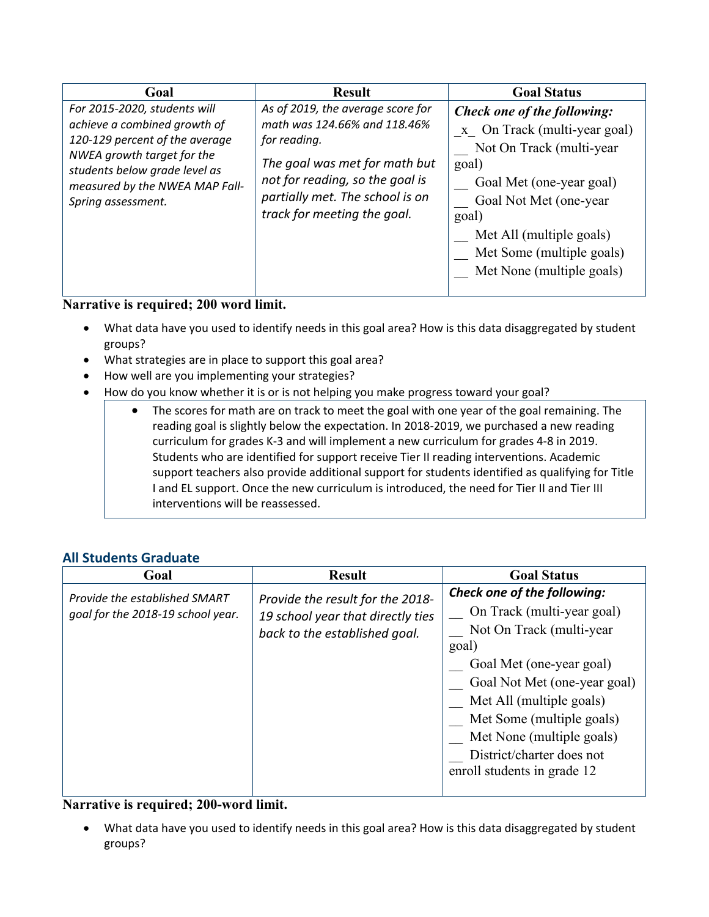| Goal | Result | Goal Status |
| --- | --- | --- |
| *For 2015-2020, students will achieve a combined growth of 120-129 percent of the average NWEA growth target for the students below grade level as measured by the NWEA MAP Fall-Spring assessment.* | *As of 2019, the average score for math was 124.66% and 118.46% for reading.* *The goal was met for math but not for reading, so the goal is partially met. The school is on track for meeting the goal.* | ***Check one of the following:*** _x_ On Track (multi-year goal) __ Not On Track (multi-year goal) __ Goal Met (one-year goal) __ Goal Not Met (one-year goal) __ Met All (multiple goals) __ Met Some (multiple goals) __ Met None (multiple goals) |

**Narrative is required; 200 word limit.**

- What data have you used to identify needs in this goal area? How is this data disaggregated by student groups?
- What strategies are in place to support this goal area?
- How well are you implementing your strategies?
- How do you know whether it is or is not helping you make progress toward your goal?

> - The scores for math are on track to meet the goal with one year of the goal remaining. The reading goal is slightly below the expectation. In 2018-2019, we purchased a new reading curriculum for grades K-3 and will implement a new curriculum for grades 4-8 in 2019. Students who are identified for support receive Tier II reading interventions. Academic support teachers also provide additional support for students identified as qualifying for Title I and EL support. Once the new curriculum is introduced, the need for Tier II and Tier III interventions will be reassessed.

## All Students Graduate

| Goal | Result | Goal Status |
| --- | --- | --- |
| *Provide the established SMART goal for the 2018-19 school year.* | *Provide the result for the 2018-19 school year that directly ties back to the established goal.* | ***Check one of the following:*** __ On Track (multi-year goal) __ Not On Track (multi-year goal) __ Goal Met (one-year goal) __ Goal Not Met (one-year goal) __ Met All (multiple goals) __ Met Some (multiple goals) __ Met None (multiple goals) __ District/charter does not enroll students in grade 12 |

**Narrative is required; 200-word limit.**

- What data have you used to identify needs in this goal area? How is this data disaggregated by student groups?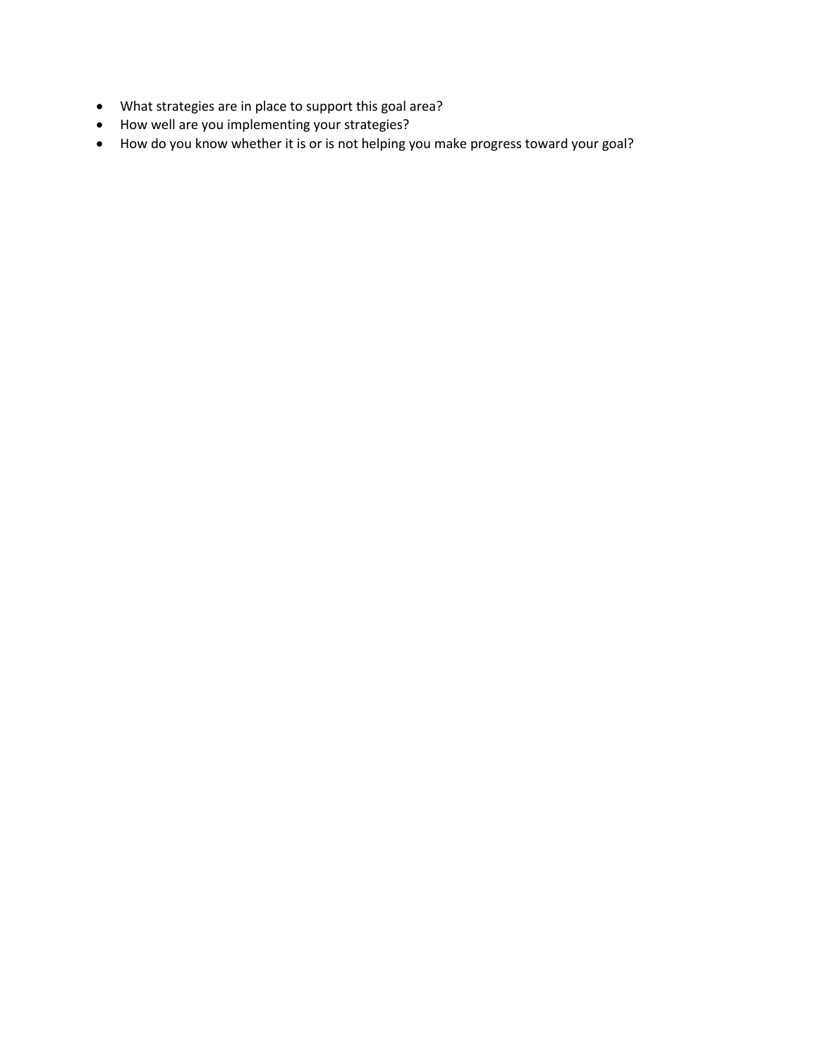- What strategies are in place to support this goal area?
- How well are you implementing your strategies?
- How do you know whether it is or is not helping you make progress toward your goal?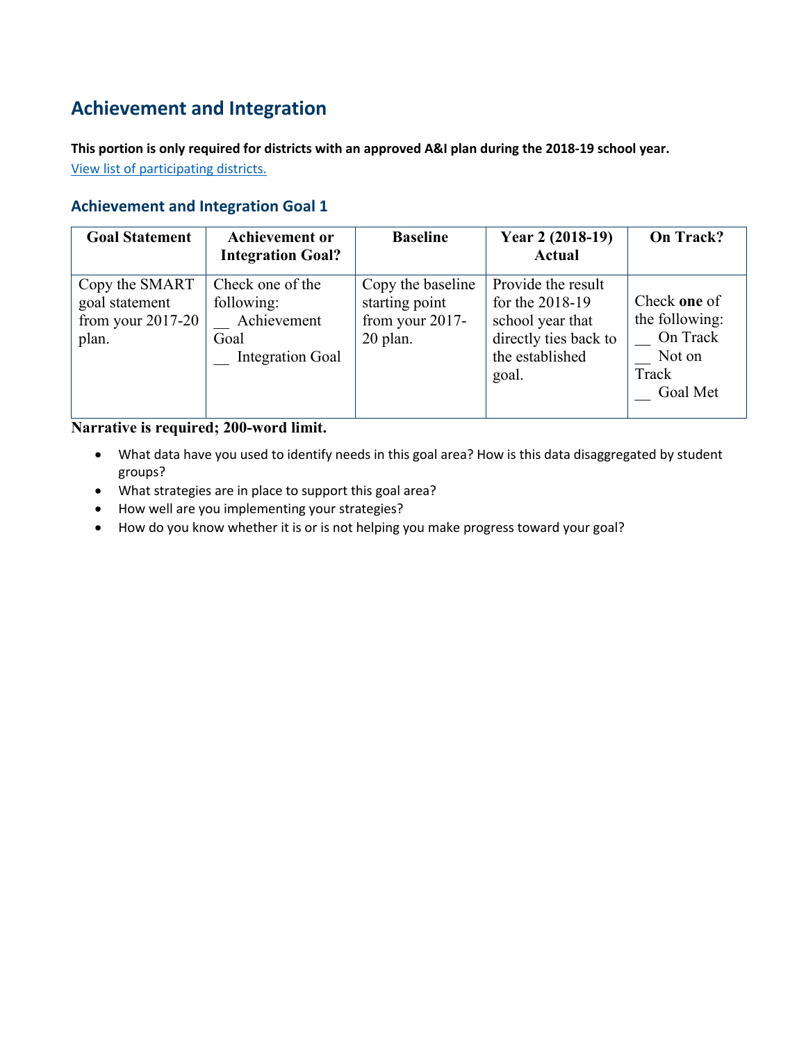## Achievement and Integration

**This portion is only required for districts with an approved A&I plan during the 2018-19 school year.**
[View list of participating districts.]

### Achievement and Integration Goal 1

| Goal Statement | Achievement or Integration Goal? | Baseline | Year 2 (2018-19) Actual | On Track? |
|---|---|---|---|---|
| Copy the SMART goal statement from your 2017-20 plan. | Check one of the following:<br>__ Achievement Goal<br>__ Integration Goal | Copy the baseline starting point from your 2017-20 plan. | Provide the result for the 2018-19 school year that directly ties back to the established goal. | Check **one** of the following:<br>__ On Track<br>__ Not on Track<br>__ Goal Met |

**Narrative is required; 200-word limit.**

- What data have you used to identify needs in this goal area? How is this data disaggregated by student groups?
- What strategies are in place to support this goal area?
- How well are you implementing your strategies?
- How do you know whether it is or is not helping you make progress toward your goal?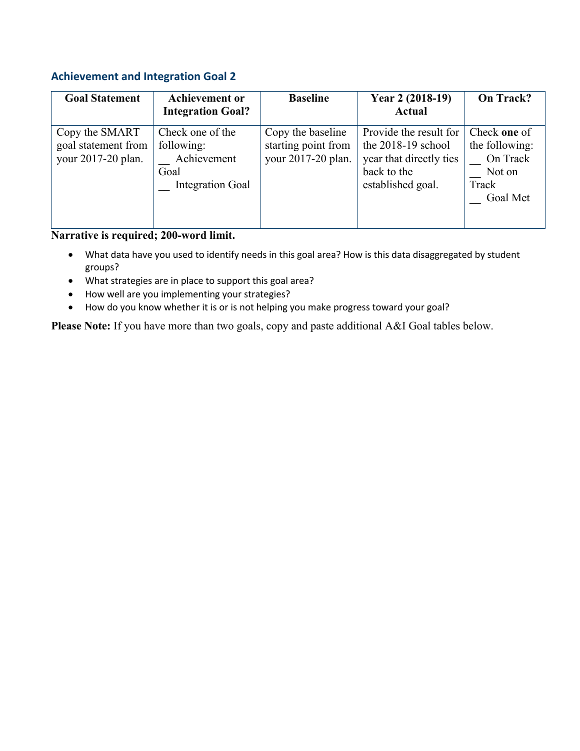### Achievement and Integration Goal 2

| Goal Statement | Achievement or Integration Goal? | Baseline | Year 2 (2018-19) Actual | On Track? |
|---|---|---|---|---|
| Copy the SMART goal statement from your 2017-20 plan. | Check one of the following:<br>__ Achievement Goal<br>__ Integration Goal | Copy the baseline starting point from your 2017-20 plan. | Provide the result for the 2018-19 school year that directly ties back to the established goal. | Check **one** of the following:<br>__ On Track<br>__ Not on Track<br>__ Goal Met |

**Narrative is required; 200-word limit.**

- What data have you used to identify needs in this goal area? How is this data disaggregated by student groups?
- What strategies are in place to support this goal area?
- How well are you implementing your strategies?
- How do you know whether it is or is not helping you make progress toward your goal?

**Please Note:** If you have more than two goals, copy and paste additional A&I Goal tables below.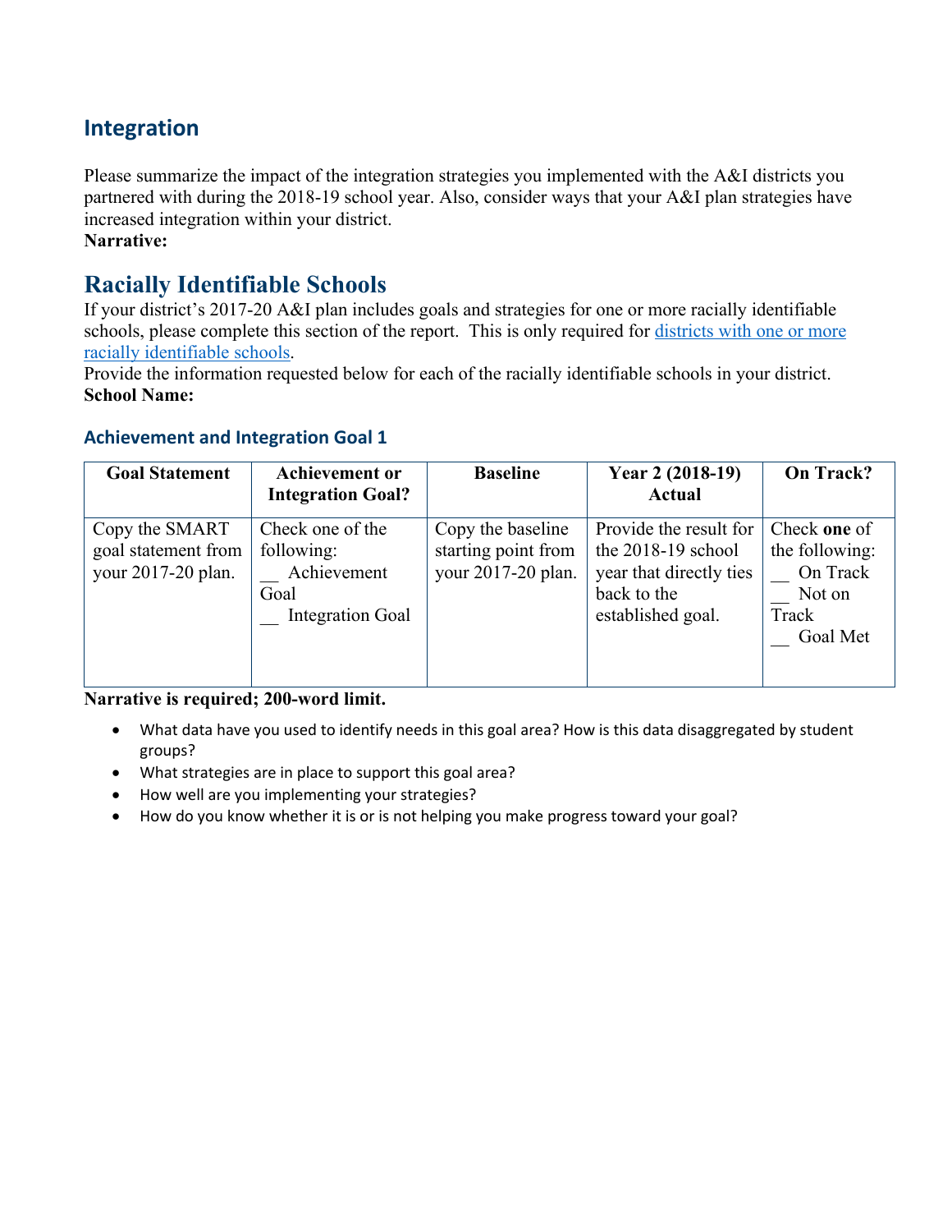## Integration

Please summarize the impact of the integration strategies you implemented with the A&I districts you partnered with during the 2018-19 school year. Also, consider ways that your A&I plan strategies have increased integration within your district.

**Narrative:**

## Racially Identifiable Schools

If your district's 2017-20 A&I plan includes goals and strategies for one or more racially identifiable schools, please complete this section of the report. This is only required for districts with one or more racially identifiable schools.

Provide the information requested below for each of the racially identifiable schools in your district.

**School Name:**

### Achievement and Integration Goal 1

| Goal Statement | Achievement or Integration Goal? | Baseline | Year 2 (2018-19) Actual | On Track? |
|---|---|---|---|---|
| Copy the SMART goal statement from your 2017-20 plan. | Check one of the following: __ Achievement Goal __ Integration Goal | Copy the baseline starting point from your 2017-20 plan. | Provide the result for the 2018-19 school year that directly ties back to the established goal. | Check **one** of the following: __ On Track __ Not on Track __ Goal Met |

**Narrative is required; 200-word limit.**

- What data have you used to identify needs in this goal area? How is this data disaggregated by student groups?
- What strategies are in place to support this goal area?
- How well are you implementing your strategies?
- How do you know whether it is or is not helping you make progress toward your goal?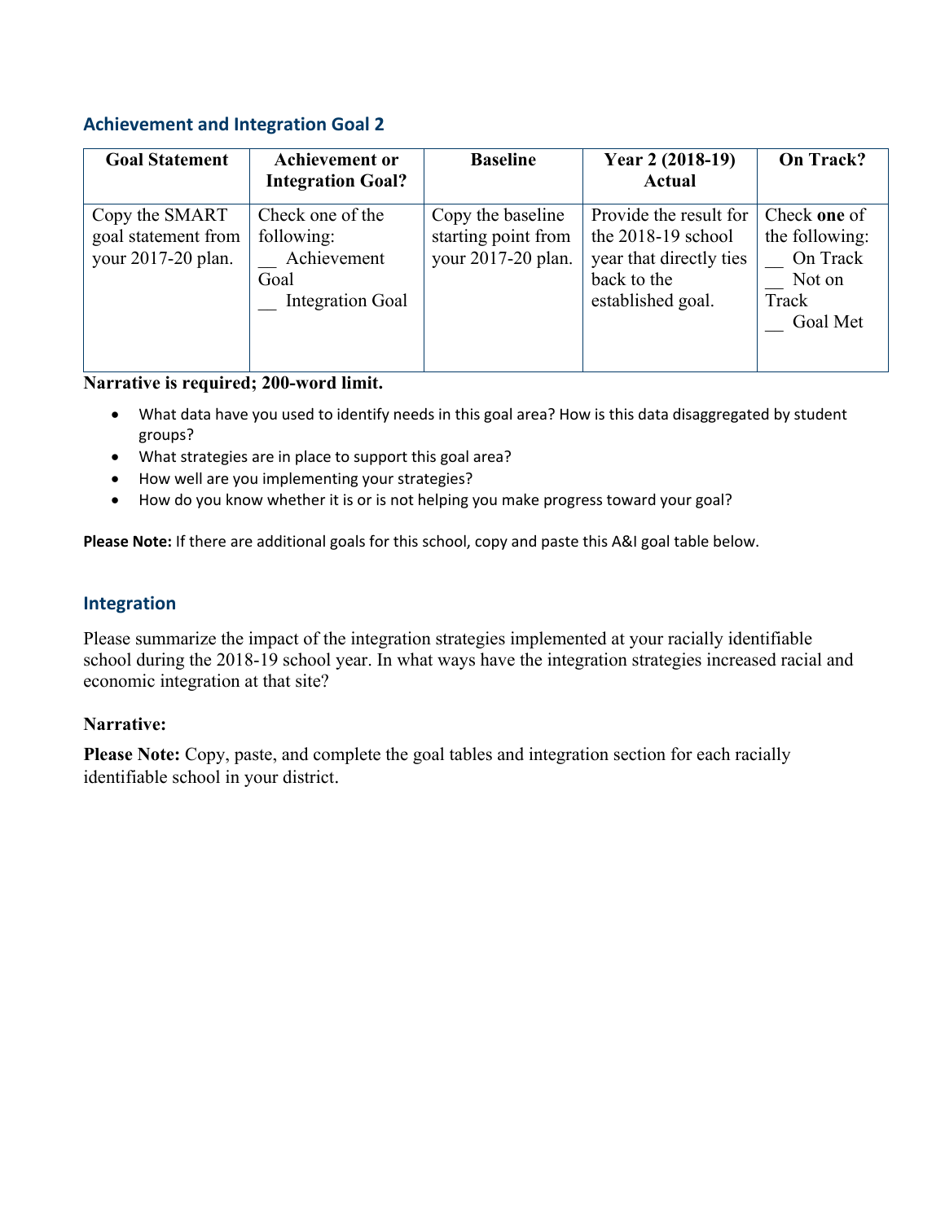### Achievement and Integration Goal 2

| Goal Statement | Achievement or Integration Goal? | Baseline | Year 2 (2018-19) Actual | On Track? |
|---|---|---|---|---|
| Copy the SMART goal statement from your 2017-20 plan. | Check one of the following: __ Achievement Goal __ Integration Goal | Copy the baseline starting point from your 2017-20 plan. | Provide the result for the 2018-19 school year that directly ties back to the established goal. | Check **one** of the following: __ On Track __ Not on Track __ Goal Met |

**Narrative is required; 200-word limit.**

- What data have you used to identify needs in this goal area? How is this data disaggregated by student groups?
- What strategies are in place to support this goal area?
- How well are you implementing your strategies?
- How do you know whether it is or is not helping you make progress toward your goal?

**Please Note:** If there are additional goals for this school, copy and paste this A&I goal table below.

### Integration

Please summarize the impact of the integration strategies implemented at your racially identifiable school during the 2018-19 school year. In what ways have the integration strategies increased racial and economic integration at that site?

**Narrative:**

**Please Note:** Copy, paste, and complete the goal tables and integration section for each racially identifiable school in your district.